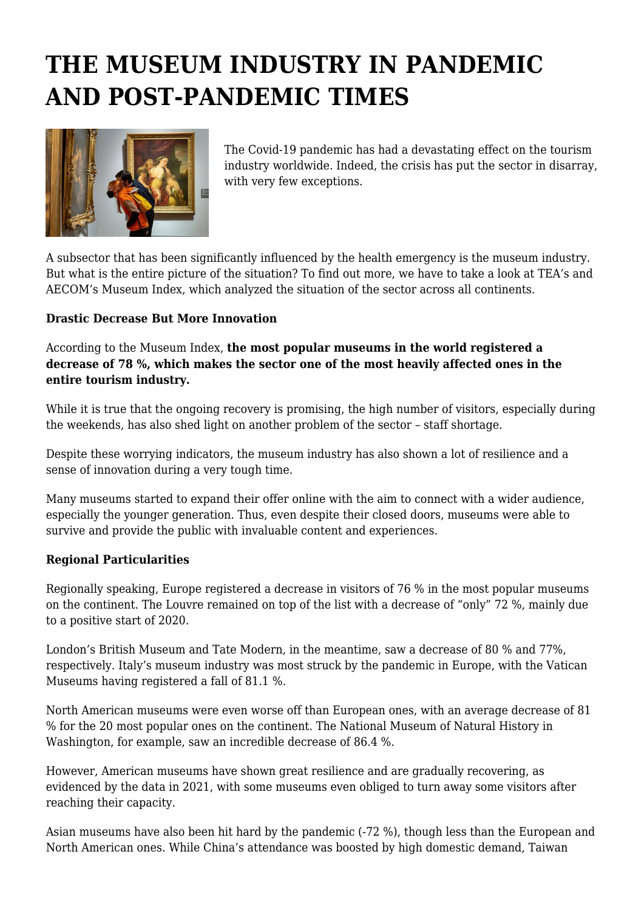# THE MUSEUM INDUSTRY IN PANDEMIC AND POST-PANDEMIC TIMES

The Covid-19 pandemic has had a devastating effect on the tourism industry worldwide. Indeed, the crisis has put the sector in disarray, with very few exceptions.

A subsector that has been significantly influenced by the health emergency is the museum industry. But what is the entire picture of the situation? To find out more, we have to take a look at TEA's and AECOM's Museum Index, which analyzed the situation of the sector across all continents.

**Drastic Decrease But More Innovation**

According to the Museum Index, **the most popular museums in the world registered a decrease of 78 %, which makes the sector one of the most heavily affected ones in the entire tourism industry.**

While it is true that the ongoing recovery is promising, the high number of visitors, especially during the weekends, has also shed light on another problem of the sector – staff shortage.

Despite these worrying indicators, the museum industry has also shown a lot of resilience and a sense of innovation during a very tough time.

Many museums started to expand their offer online with the aim to connect with a wider audience, especially the younger generation. Thus, even despite their closed doors, museums were able to survive and provide the public with invaluable content and experiences.

**Regional Particularities**

Regionally speaking, Europe registered a decrease in visitors of 76 % in the most popular museums on the continent. The Louvre remained on top of the list with a decrease of "only" 72 %, mainly due to a positive start of 2020.

London's British Museum and Tate Modern, in the meantime, saw a decrease of 80 % and 77%, respectively. Italy's museum industry was most struck by the pandemic in Europe, with the Vatican Museums having registered a fall of 81.1 %.

North American museums were even worse off than European ones, with an average decrease of 81 % for the 20 most popular ones on the continent. The National Museum of Natural History in Washington, for example, saw an incredible decrease of 86.4 %.

However, American museums have shown great resilience and are gradually recovering, as evidenced by the data in 2021, with some museums even obliged to turn away some visitors after reaching their capacity.

Asian museums have also been hit hard by the pandemic (-72 %), though less than the European and North American ones. While China's attendance was boosted by high domestic demand, Taiwan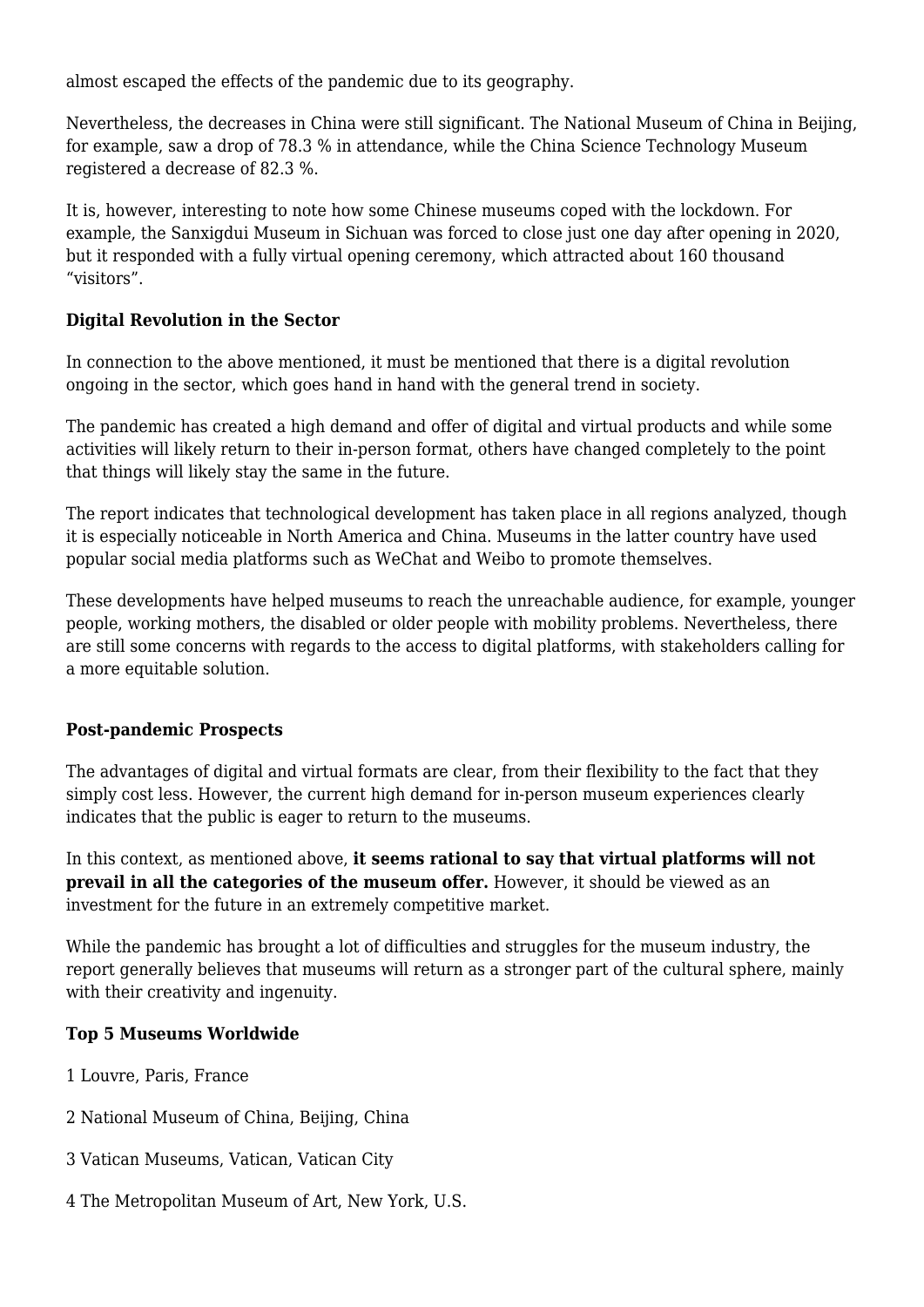almost escaped the effects of the pandemic due to its geography.

Nevertheless, the decreases in China were still significant. The National Museum of China in Beijing, for example, saw a drop of 78.3 % in attendance, while the China Science Technology Museum registered a decrease of 82.3 %.

It is, however, interesting to note how some Chinese museums coped with the lockdown. For example, the Sanxigdui Museum in Sichuan was forced to close just one day after opening in 2020, but it responded with a fully virtual opening ceremony, which attracted about 160 thousand "visitors".

**Digital Revolution in the Sector**

In connection to the above mentioned, it must be mentioned that there is a digital revolution ongoing in the sector, which goes hand in hand with the general trend in society.

The pandemic has created a high demand and offer of digital and virtual products and while some activities will likely return to their in-person format, others have changed completely to the point that things will likely stay the same in the future.

The report indicates that technological development has taken place in all regions analyzed, though it is especially noticeable in North America and China. Museums in the latter country have used popular social media platforms such as WeChat and Weibo to promote themselves.

These developments have helped museums to reach the unreachable audience, for example, younger people, working mothers, the disabled or older people with mobility problems. Nevertheless, there are still some concerns with regards to the access to digital platforms, with stakeholders calling for a more equitable solution.

**Post-pandemic Prospects**

The advantages of digital and virtual formats are clear, from their flexibility to the fact that they simply cost less. However, the current high demand for in-person museum experiences clearly indicates that the public is eager to return to the museums.

In this context, as mentioned above, **it seems rational to say that virtual platforms will not prevail in all the categories of the museum offer.** However, it should be viewed as an investment for the future in an extremely competitive market.

While the pandemic has brought a lot of difficulties and struggles for the museum industry, the report generally believes that museums will return as a stronger part of the cultural sphere, mainly with their creativity and ingenuity.

**Top 5 Museums Worldwide**

1 Louvre, Paris, France

2 National Museum of China, Beijing, China

3 Vatican Museums, Vatican, Vatican City

4 The Metropolitan Museum of Art, New York, U.S.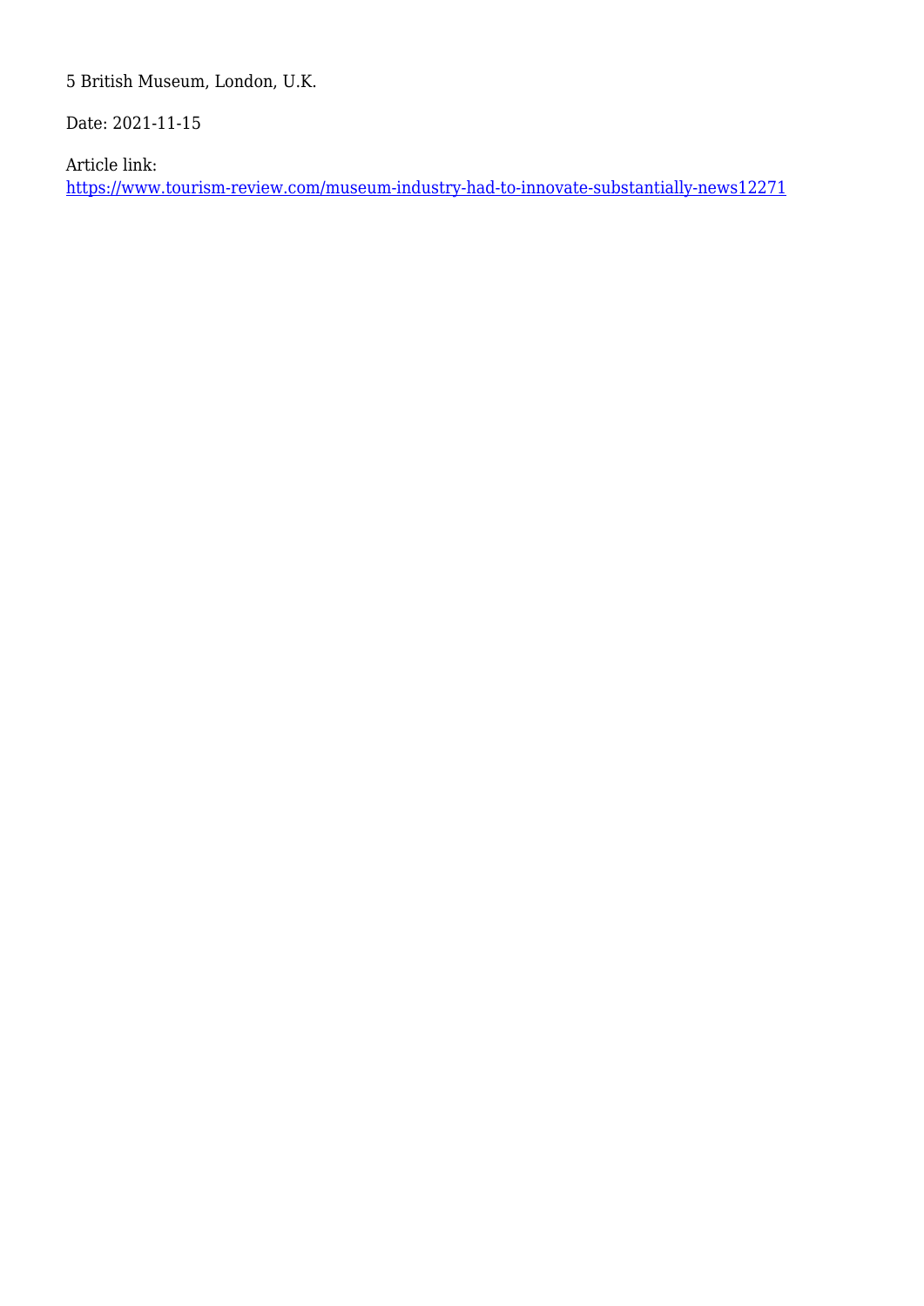5 British Museum, London, U.K.

Date: 2021-11-15

Article link:
https://www.tourism-review.com/museum-industry-had-to-innovate-substantially-news12271